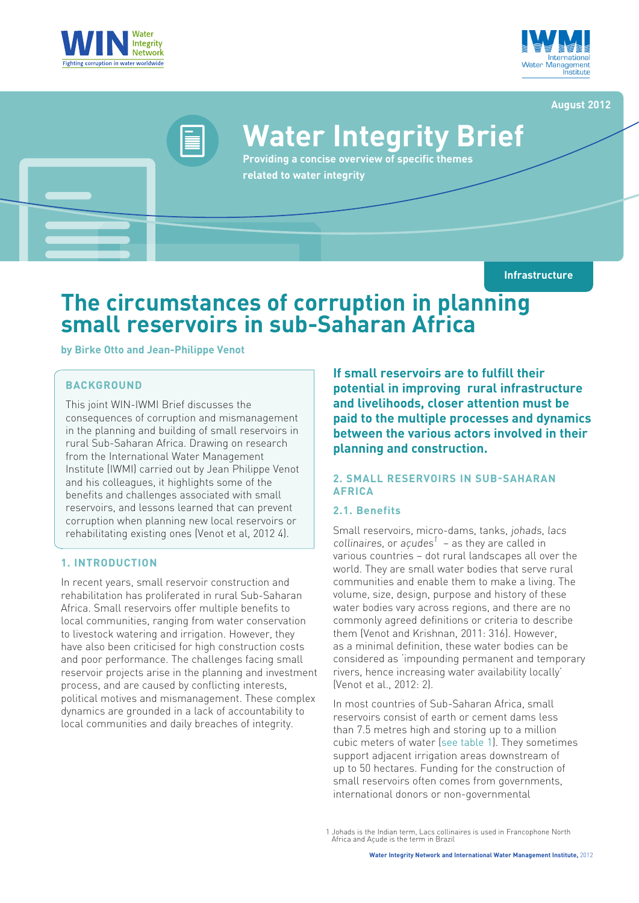August 2012

# Water Integrity Brief

**Providing a concise overview of specific themes related to water integrity**

Infrastructure

# The circumstances of corruption in planning small reservoirs in sub-Saharan Africa

**by Birke Otto and Jean-Philippe Venot**

## BACKGROUND

This joint WIN-IWMI Brief discusses the consequences of corruption and mismanagement in the planning and building of small reservoirs in rural Sub-Saharan Africa. Drawing on research from the International Water Management Institute (IWMI) carried out by Jean Philippe Venot and his colleagues, it highlights some of the benefits and challenges associated with small reservoirs, and lessons learned that can prevent corruption when planning new local reservoirs or rehabilitating existing ones (Venot et al, 2012 4).

## 1. INTRODUCTION

In recent years, small reservoir construction and rehabilitation has proliferated in rural Sub-Saharan Africa. Small reservoirs offer multiple benefits to local communities, ranging from water conservation to livestock watering and irrigation. However, they have also been criticised for high construction costs and poor performance. The challenges facing small reservoir projects arise in the planning and investment process, and are caused by conflicting interests, political motives and mismanagement. These complex dynamics are grounded in a lack of accountability to local communities and daily breaches of integrity.

**If small reservoirs are to fulfill their potential in improving rural infrastructure and livelihoods, closer attention must be paid to the multiple processes and dynamics between the various actors involved in their planning and construction.**

## 2. SMALL RESERVOIRS IN SUB-SAHARAN AFRICA

### 2.1. Benefits

Small reservoirs, micro-dams, tanks, *johads*, *lacs collinaires*, or *açudes*[1] – as they are called in various countries – dot rural landscapes all over the world. They are small water bodies that serve rural communities and enable them to make a living. The volume, size, design, purpose and history of these water bodies vary across regions, and there are no commonly agreed definitions or criteria to describe them (Venot and Krishnan, 2011: 316). However, as a minimal definition, these water bodies can be considered as 'impounding permanent and temporary rivers, hence increasing water availability locally' (Venot et al., 2012: 2).

In most countries of Sub-Saharan Africa, small reservoirs consist of earth or cement dams less than 7.5 metres high and storing up to a million cubic meters of water (see table 1). They sometimes support adjacent irrigation areas downstream of up to 50 hectares. Funding for the construction of small reservoirs often comes from governments, international donors or non-governmental

1 Johads is the Indian term, Lacs collinaires is used in Francophone North Africa and Açude is the term in Brazil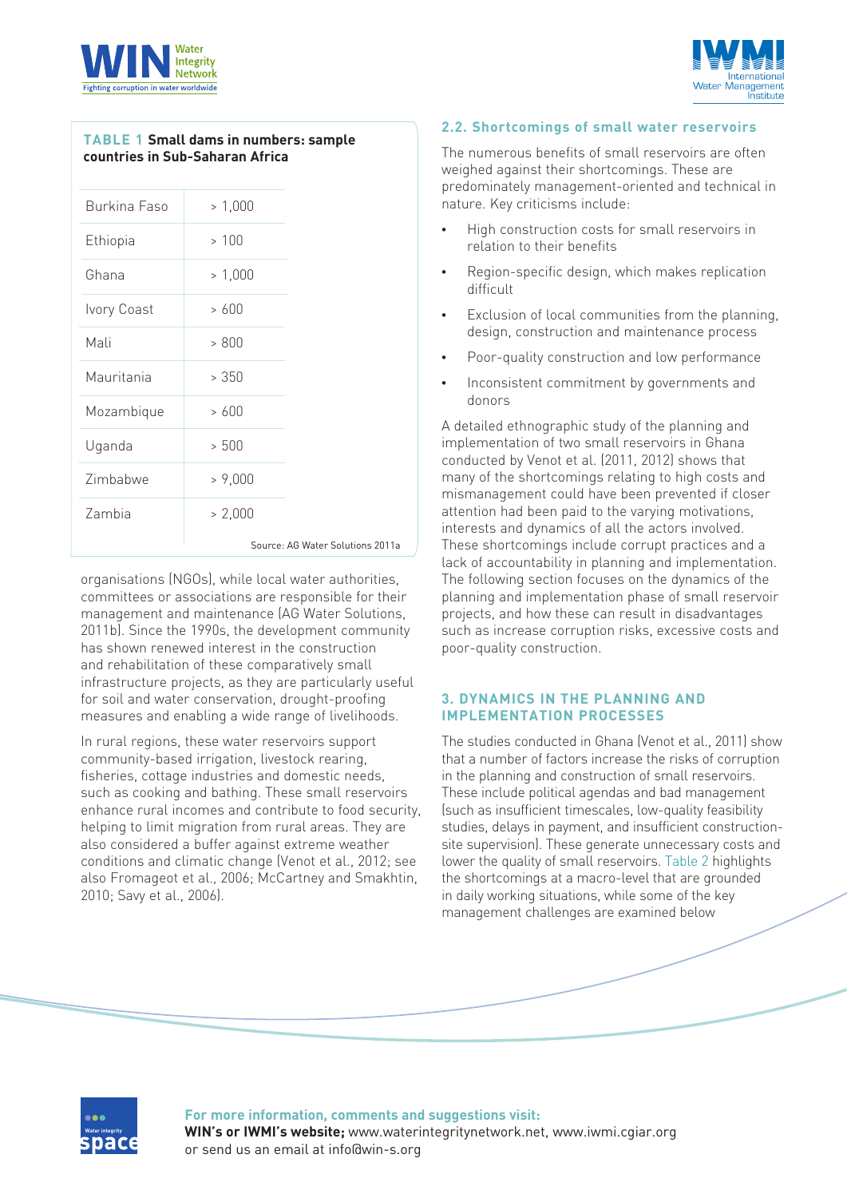**TABLE 1 Small dams in numbers: sample countries in Sub-Saharan Africa**

| Country | Number |
|---|---|
| Burkina Faso | > 1,000 |
| Ethiopia | > 100 |
| Ghana | > 1,000 |
| Ivory Coast | > 600 |
| Mali | > 800 |
| Mauritania | > 350 |
| Mozambique | > 600 |
| Uganda | > 500 |
| Zimbabwe | > 9,000 |
| Zambia | > 2,000 |

Source: AG Water Solutions 2011a

organisations (NGOs), while local water authorities, committees or associations are responsible for their management and maintenance (AG Water Solutions, 2011b). Since the 1990s, the development community has shown renewed interest in the construction and rehabilitation of these comparatively small infrastructure projects, as they are particularly useful for soil and water conservation, drought-proofing measures and enabling a wide range of livelihoods.

In rural regions, these water reservoirs support community-based irrigation, livestock rearing, fisheries, cottage industries and domestic needs, such as cooking and bathing. These small reservoirs enhance rural incomes and contribute to food security, helping to limit migration from rural areas. They are also considered a buffer against extreme weather conditions and climatic change (Venot et al., 2012; see also Fromageot et al., 2006; McCartney and Smakhtin, 2010; Savy et al., 2006).

## 2.2. Shortcomings of small water reservoirs

The numerous benefits of small reservoirs are often weighed against their shortcomings. These are predominately management-oriented and technical in nature. Key criticisms include:

- High construction costs for small reservoirs in relation to their benefits
- Region-specific design, which makes replication difficult
- Exclusion of local communities from the planning, design, construction and maintenance process
- Poor-quality construction and low performance
- Inconsistent commitment by governments and donors

A detailed ethnographic study of the planning and implementation of two small reservoirs in Ghana conducted by Venot et al. (2011, 2012) shows that many of the shortcomings relating to high costs and mismanagement could have been prevented if closer attention had been paid to the varying motivations, interests and dynamics of all the actors involved. These shortcomings include corrupt practices and a lack of accountability in planning and implementation. The following section focuses on the dynamics of the planning and implementation phase of small reservoir projects, and how these can result in disadvantages such as increase corruption risks, excessive costs and poor-quality construction.

## 3. DYNAMICS IN THE PLANNING AND IMPLEMENTATION PROCESSES

The studies conducted in Ghana (Venot et al., 2011) show that a number of factors increase the risks of corruption in the planning and construction of small reservoirs. These include political agendas and bad management (such as insufficient timescales, low-quality feasibility studies, delays in payment, and insufficient construction-site supervision). These generate unnecessary costs and lower the quality of small reservoirs. Table 2 highlights the shortcomings at a macro-level that are grounded in daily working situations, while some of the key management challenges are examined below

**For more information, comments and suggestions visit:**
**WIN's or IWMI's website;** www.waterintegritynetwork.net, www.iwmi.cgiar.org
or send us an email at info@win-s.org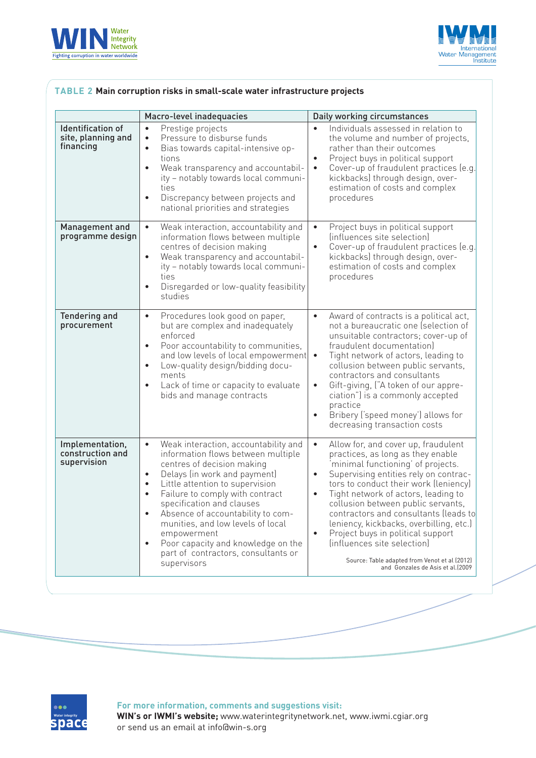**TABLE 2 Main corruption risks in small-scale water infrastructure projects**

| | Macro-level inadequacies | Daily working circumstances |
|---|---|---|
| **Identification of site, planning and financing** | • Prestige projects<br>• Pressure to disburse funds<br>• Bias towards capital-intensive options<br>• Weak transparency and accountability – notably towards local communities<br>• Discrepancy between projects and national priorities and strategies | • Individuals assessed in relation to the volume and number of projects, rather than their outcomes<br>• Project buys in political support<br>• Cover-up of fraudulent practices (e.g. kickbacks) through design, over-estimation of costs and complex procedures |
| **Management and programme design** | • Weak interaction, accountability and information flows between multiple centres of decision making<br>• Weak transparency and accountability – notably towards local communities<br>• Disregarded or low-quality feasibility studies | • Project buys in political support (influences site selection)<br>• Cover-up of fraudulent practices (e.g. kickbacks) through design, over-estimation of costs and complex procedures |
| **Tendering and procurement** | • Procedures look good on paper, but are complex and inadequately enforced<br>• Poor accountability to communities, and low levels of local empowerment<br>• Low-quality design/bidding documents<br>• Lack of time or capacity to evaluate bids and manage contracts | • Award of contracts is a political act, not a bureaucratic one (selection of unsuitable contractors; cover-up of fraudulent documentation)<br>• Tight network of actors, leading to collusion between public servants, contractors and consultants<br>• Gift-giving, ("A token of our appreciation") is a commonly accepted practice<br>• Bribery ('speed money') allows for decreasing transaction costs |
| **Implementation, construction and supervision** | • Weak interaction, accountability and information flows between multiple centres of decision making<br>• Delays (in work and payment)<br>• Little attention to supervision<br>• Failure to comply with contract specification and clauses<br>• Absence of accountability to communities, and low levels of local empowerment<br>• Poor capacity and knowledge on the part of contractors, consultants or supervisors | • Allow for, and cover up, fraudulent practices, as long as they enable 'minimal functioning' of projects.<br>• Supervising entities rely on contractors to conduct their work (leniency)<br>• Tight network of actors, leading to collusion between public servants, contractors and consultants (leads to leniency, kickbacks, overbilling, etc.)<br>• Project buys in political support (influences site selection) |

Source: Table adapted from Venot et al (2012) and Gonzales de Asis et al.(2009

**For more information, comments and suggestions visit:**
**WIN's or IWMI's website;** www.waterintegritynetwork.net, www.iwmi.cgiar.org
or send us an email at info@win-s.org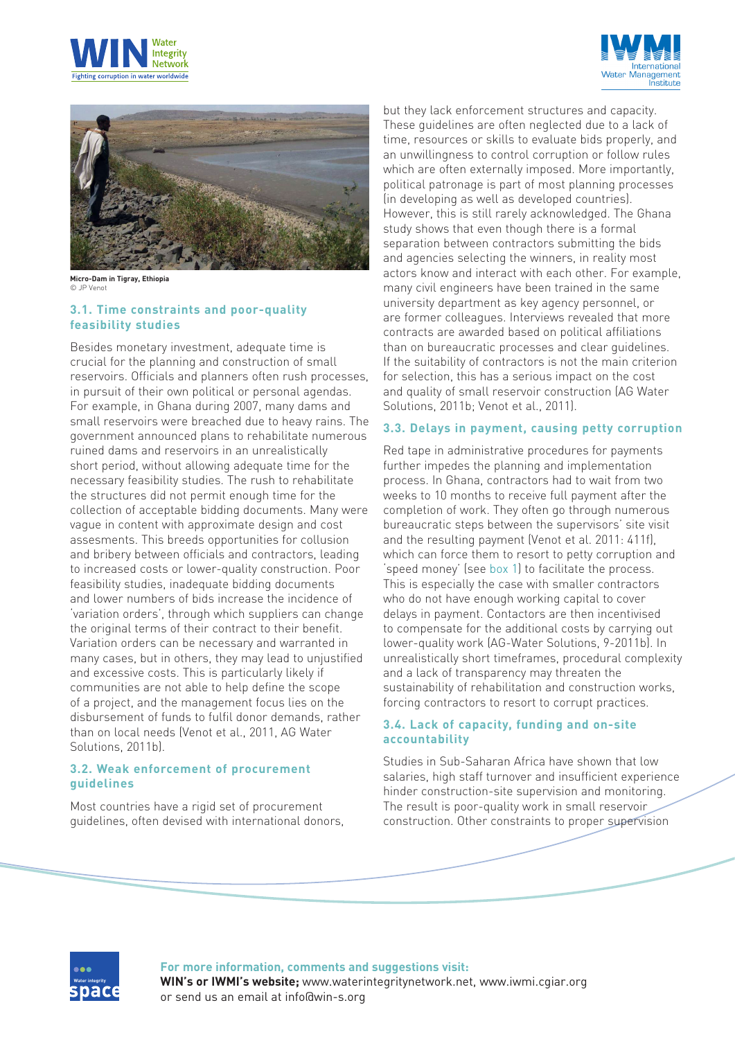Micro-Dam in Tigray, Ethiopia
© JP Venot

### 3.1. Time constraints and poor-quality feasibility studies

Besides monetary investment, adequate time is crucial for the planning and construction of small reservoirs. Officials and planners often rush processes, in pursuit of their own political or personal agendas. For example, in Ghana during 2007, many dams and small reservoirs were breached due to heavy rains. The government announced plans to rehabilitate numerous ruined dams and reservoirs in an unrealistically short period, without allowing adequate time for the necessary feasibility studies. The rush to rehabilitate the structures did not permit enough time for the collection of acceptable bidding documents. Many were vague in content with approximate design and cost assesments. This breeds opportunities for collusion and bribery between officials and contractors, leading to increased costs or lower-quality construction. Poor feasibility studies, inadequate bidding documents and lower numbers of bids increase the incidence of 'variation orders', through which suppliers can change the original terms of their contract to their benefit. Variation orders can be necessary and warranted in many cases, but in others, they may lead to unjustified and excessive costs. This is particularly likely if communities are not able to help define the scope of a project, and the management focus lies on the disbursement of funds to fulfil donor demands, rather than on local needs (Venot et al., 2011, AG Water Solutions, 2011b).

### 3.2. Weak enforcement of procurement guidelines

Most countries have a rigid set of procurement guidelines, often devised with international donors, but they lack enforcement structures and capacity. These guidelines are often neglected due to a lack of time, resources or skills to evaluate bids properly, and an unwillingness to control corruption or follow rules which are often externally imposed. More importantly, political patronage is part of most planning processes (in developing as well as developed countries). However, this is still rarely acknowledged. The Ghana study shows that even though there is a formal separation between contractors submitting the bids and agencies selecting the winners, in reality most actors know and interact with each other. For example, many civil engineers have been trained in the same university department as key agency personnel, or are former colleagues. Interviews revealed that more contracts are awarded based on political affiliations than on bureaucratic processes and clear guidelines. If the suitability of contractors is not the main criterion for selection, this has a serious impact on the cost and quality of small reservoir construction (AG Water Solutions, 2011b; Venot et al., 2011).

### 3.3. Delays in payment, causing petty corruption

Red tape in administrative procedures for payments further impedes the planning and implementation process. In Ghana, contractors had to wait from two weeks to 10 months to receive full payment after the completion of work. They often go through numerous bureaucratic steps between the supervisors' site visit and the resulting payment (Venot et al. 2011: 411f), which can force them to resort to petty corruption and 'speed money' (see box 1) to facilitate the process. This is especially the case with smaller contractors who do not have enough working capital to cover delays in payment. Contactors are then incentivised to compensate for the additional costs by carrying out lower-quality work (AG-Water Solutions, 9-2011b). In unrealistically short timeframes, procedural complexity and a lack of transparency may threaten the sustainability of rehabilitation and construction works, forcing contractors to resort to corrupt practices.

### 3.4. Lack of capacity, funding and on-site accountability

Studies in Sub-Saharan Africa have shown that low salaries, high staff turnover and insufficient experience hinder construction-site supervision and monitoring. The result is poor-quality work in small reservoir construction. Other constraints to proper supervision

**For more information, comments and suggestions visit:**
**WIN's or IWMI's website;** www.waterintegritynetwork.net, www.iwmi.cgiar.org
or send us an email at info@win-s.org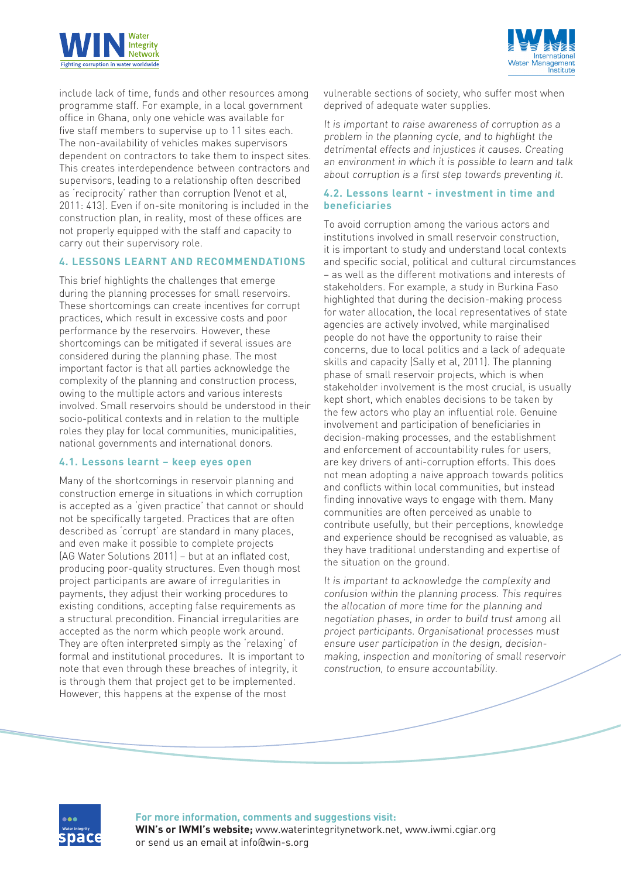include lack of time, funds and other resources among programme staff. For example, in a local government office in Ghana, only one vehicle was available for five staff members to supervise up to 11 sites each. The non-availability of vehicles makes supervisors dependent on contractors to take them to inspect sites. This creates interdependence between contractors and supervisors, leading to a relationship often described as 'reciprocity' rather than corruption (Venot et al, 2011: 413). Even if on-site monitoring is included in the construction plan, in reality, most of these offices are not properly equipped with the staff and capacity to carry out their supervisory role.

## 4. LESSONS LEARNT AND RECOMMENDATIONS

This brief highlights the challenges that emerge during the planning processes for small reservoirs. These shortcomings can create incentives for corrupt practices, which result in excessive costs and poor performance by the reservoirs. However, these shortcomings can be mitigated if several issues are considered during the planning phase. The most important factor is that all parties acknowledge the complexity of the planning and construction process, owing to the multiple actors and various interests involved. Small reservoirs should be understood in their socio-political contexts and in relation to the multiple roles they play for local communities, municipalities, national governments and international donors.

### 4.1. Lessons learnt – keep eyes open

Many of the shortcomings in reservoir planning and construction emerge in situations in which corruption is accepted as a 'given practice' that cannot or should not be specifically targeted. Practices that are often described as 'corrupt' are standard in many places, and even make it possible to complete projects (AG Water Solutions 2011) – but at an inflated cost, producing poor-quality structures. Even though most project participants are aware of irregularities in payments, they adjust their working procedures to existing conditions, accepting false requirements as a structural precondition. Financial irregularities are accepted as the norm which people work around. They are often interpreted simply as the 'relaxing' of formal and institutional procedures. It is important to note that even through these breaches of integrity, it is through them that project get to be implemented. However, this happens at the expense of the most vulnerable sections of society, who suffer most when deprived of adequate water supplies.

*It is important to raise awareness of corruption as a problem in the planning cycle, and to highlight the detrimental effects and injustices it causes. Creating an environment in which it is possible to learn and talk about corruption is a first step towards preventing it.*

### 4.2. Lessons learnt - investment in time and beneficiaries

To avoid corruption among the various actors and institutions involved in small reservoir construction, it is important to study and understand local contexts and specific social, political and cultural circumstances – as well as the different motivations and interests of stakeholders. For example, a study in Burkina Faso highlighted that during the decision-making process for water allocation, the local representatives of state agencies are actively involved, while marginalised people do not have the opportunity to raise their concerns, due to local politics and a lack of adequate skills and capacity (Sally et al, 2011). The planning phase of small reservoir projects, which is when stakeholder involvement is the most crucial, is usually kept short, which enables decisions to be taken by the few actors who play an influential role. Genuine involvement and participation of beneficiaries in decision-making processes, and the establishment and enforcement of accountability rules for users, are key drivers of anti-corruption efforts. This does not mean adopting a naive approach towards politics and conflicts within local communities, but instead finding innovative ways to engage with them. Many communities are often perceived as unable to contribute usefully, but their perceptions, knowledge and experience should be recognised as valuable, as they have traditional understanding and expertise of the situation on the ground.

*It is important to acknowledge the complexity and confusion within the planning process. This requires the allocation of more time for the planning and negotiation phases, in order to build trust among all project participants. Organisational processes must ensure user participation in the design, decision-making, inspection and monitoring of small reservoir construction, to ensure accountability.*

**For more information, comments and suggestions visit:**
**WIN's or IWMI's website;** www.waterintegritynetwork.net, www.iwmi.cgiar.org
or send us an email at info@win-s.org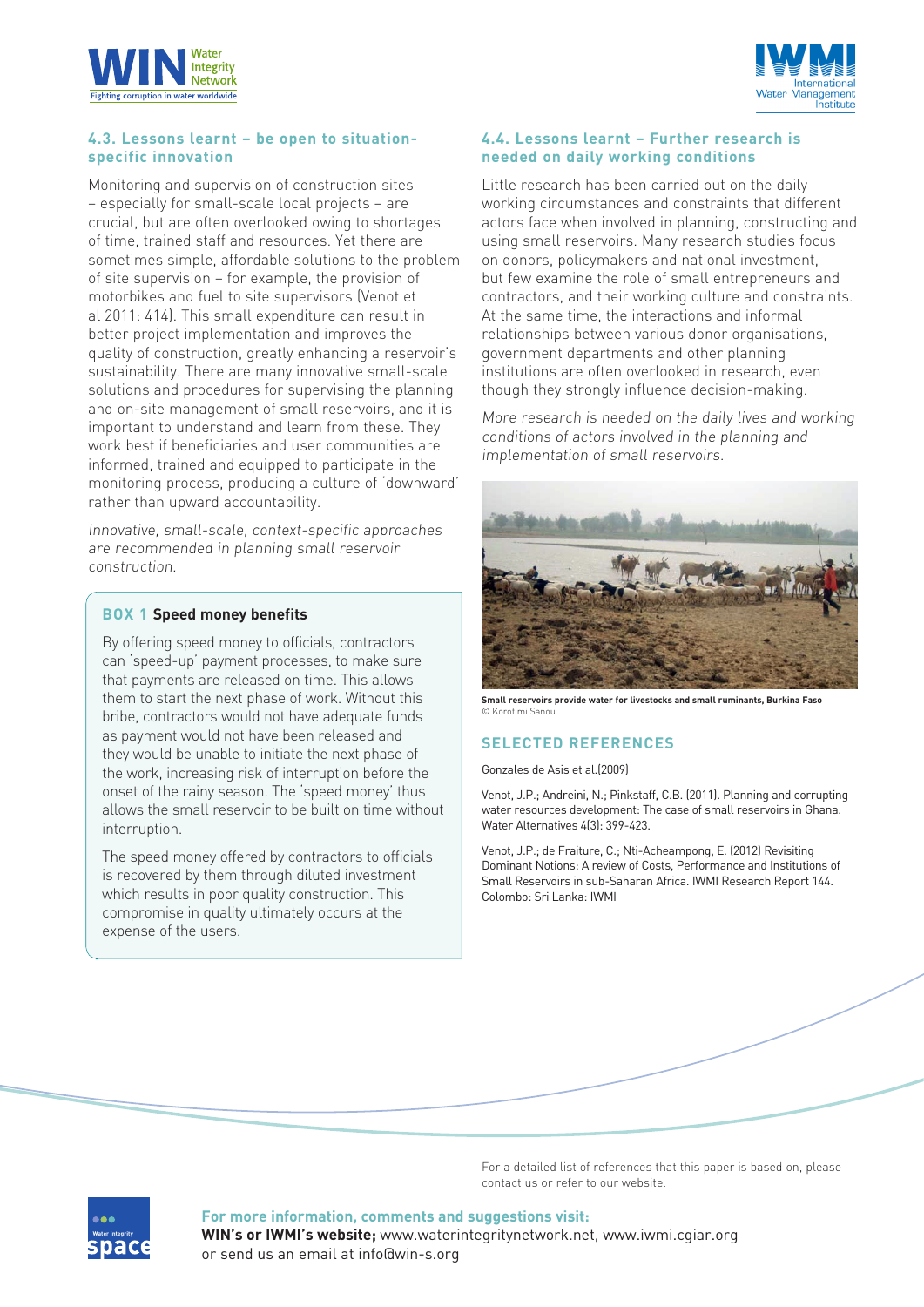## 4.3. Lessons learnt – be open to situation-specific innovation

Monitoring and supervision of construction sites – especially for small-scale local projects – are crucial, but are often overlooked owing to shortages of time, trained staff and resources. Yet there are sometimes simple, affordable solutions to the problem of site supervision – for example, the provision of motorbikes and fuel to site supervisors (Venot et al 2011: 414). This small expenditure can result in better project implementation and improves the quality of construction, greatly enhancing a reservoir's sustainability. There are many innovative small-scale solutions and procedures for supervising the planning and on-site management of small reservoirs, and it is important to understand and learn from these. They work best if beneficiaries and user communities are informed, trained and equipped to participate in the monitoring process, producing a culture of 'downward' rather than upward accountability.

*Innovative, small-scale, context-specific approaches are recommended in planning small reservoir construction.*

### BOX 1 Speed money benefits

By offering speed money to officials, contractors can 'speed-up' payment processes, to make sure that payments are released on time. This allows them to start the next phase of work. Without this bribe, contractors would not have adequate funds as payment would not have been released and they would be unable to initiate the next phase of the work, increasing risk of interruption before the onset of the rainy season. The 'speed money' thus allows the small reservoir to be built on time without interruption.

The speed money offered by contractors to officials is recovered by them through diluted investment which results in poor quality construction. This compromise in quality ultimately occurs at the expense of the users.

## 4.4. Lessons learnt – Further research is needed on daily working conditions

Little research has been carried out on the daily working circumstances and constraints that different actors face when involved in planning, constructing and using small reservoirs. Many research studies focus on donors, policymakers and national investment, but few examine the role of small entrepreneurs and contractors, and their working culture and constraints. At the same time, the interactions and informal relationships between various donor organisations, government departments and other planning institutions are often overlooked in research, even though they strongly influence decision-making.

*More research is needed on the daily lives and working conditions of actors involved in the planning and implementation of small reservoirs.*

**Small reservoirs provide water for livestocks and small ruminants, Burkina Faso**
© Korotimi Sanou

## SELECTED REFERENCES

Gonzales de Asis et al.(2009)

Venot, J.P.; Andreini, N.; Pinkstaff, C.B. (2011). Planning and corrupting water resources development: The case of small reservoirs in Ghana. Water Alternatives 4(3): 399-423.

Venot, J.P.; de Fraiture, C.; Nti-Acheampong, E. (2012) Revisiting Dominant Notions: A review of Costs, Performance and Institutions of Small Reservoirs in sub-Saharan Africa. IWMI Research Report 144. Colombo: Sri Lanka: IWMI

For a detailed list of references that this paper is based on, please contact us or refer to our website.

**For more information, comments and suggestions visit:**
**WIN's or IWMI's website;** www.waterintegritynetwork.net, www.iwmi.cgiar.org
or send us an email at info@win-s.org